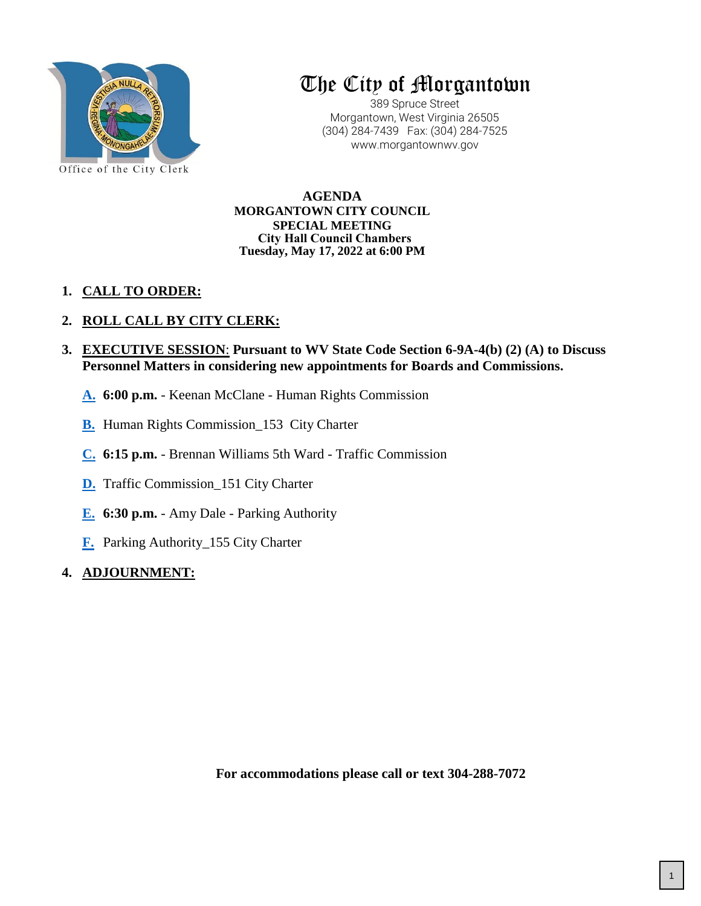Office of the City Clerk

# The City of Morgantown

389 Spruce Street
Morgantown, West Virginia 26505
(304) 284-7439 Fax: (304) 284-7525
www.morgantownwv.gov

**AGENDA**
**MORGANTOWN CITY COUNCIL**
**SPECIAL MEETING**
**City Hall Council Chambers**
**Tuesday, May 17, 2022 at 6:00 PM**

1. **CALL TO ORDER:**

2. **ROLL CALL BY CITY CLERK:**

3. **EXECUTIVE SESSION: Pursuant to WV State Code Section 6-9A-4(b) (2) (A) to Discuss Personnel Matters in considering new appointments for Boards and Commissions.**

   **A.** **6:00 p.m.** - Keenan McClane - Human Rights Commission

   **B.** Human Rights Commission_153 City Charter

   **C.** **6:15 p.m.** - Brennan Williams 5th Ward - Traffic Commission

   **D.** Traffic Commission_151 City Charter

   **E.** **6:30 p.m.** - Amy Dale - Parking Authority

   **F.** Parking Authority_155 City Charter

4. **ADJOURNMENT:**

**For accommodations please call or text 304-288-7072**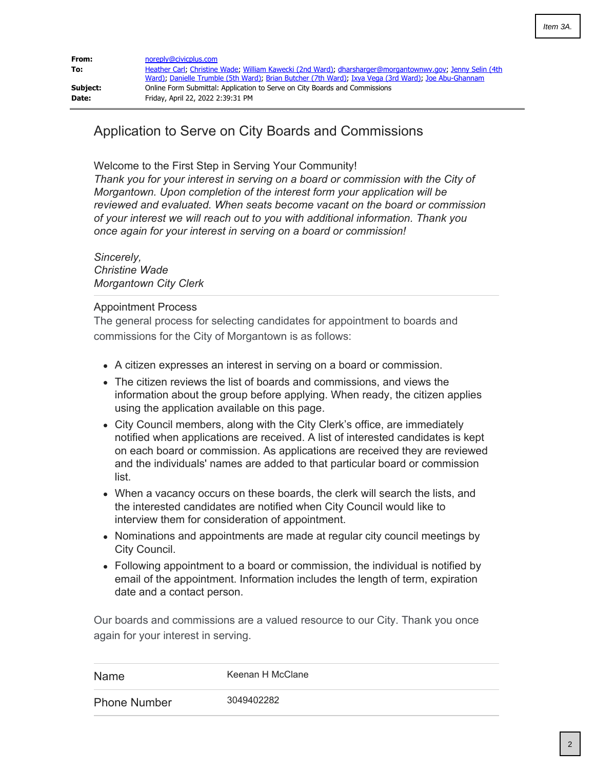Item 3A.

| | |
|---|---|
| **From:** | noreply@civicplus.com |
| **To:** | Heather Carl; Christine Wade; William Kawecki (2nd Ward); dharsharger@morgantownwv.gov; Jenny Selin (4th Ward); Danielle Trumble (5th Ward); Brian Butcher (7th Ward); Ixya Vega (3rd Ward); Joe Abu-Ghannam |
| **Subject:** | Online Form Submittal: Application to Serve on City Boards and Commissions |
| **Date:** | Friday, April 22, 2022 2:39:31 PM |

# Application to Serve on City Boards and Commissions

Welcome to the First Step in Serving Your Community!
*Thank you for your interest in serving on a board or commission with the City of Morgantown. Upon completion of the interest form your application will be reviewed and evaluated. When seats become vacant on the board or commission of your interest we will reach out to you with additional information. Thank you once again for your interest in serving on a board or commission!*

*Sincerely,*
*Christine Wade*
*Morgantown City Clerk*

## Appointment Process

The general process for selecting candidates for appointment to boards and commissions for the City of Morgantown is as follows:

- A citizen expresses an interest in serving on a board or commission.
- The citizen reviews the list of boards and commissions, and views the information about the group before applying. When ready, the citizen applies using the application available on this page.
- City Council members, along with the City Clerk's office, are immediately notified when applications are received. A list of interested candidates is kept on each board or commission. As applications are received they are reviewed and the individuals' names are added to that particular board or commission list.
- When a vacancy occurs on these boards, the clerk will search the lists, and the interested candidates are notified when City Council would like to interview them for consideration of appointment.
- Nominations and appointments are made at regular city council meetings by City Council.
- Following appointment to a board or commission, the individual is notified by email of the appointment. Information includes the length of term, expiration date and a contact person.

Our boards and commissions are a valued resource to our City. Thank you once again for your interest in serving.

| | |
|---|---|
| Name | Keenan H McClane |
| Phone Number | 3049402282 |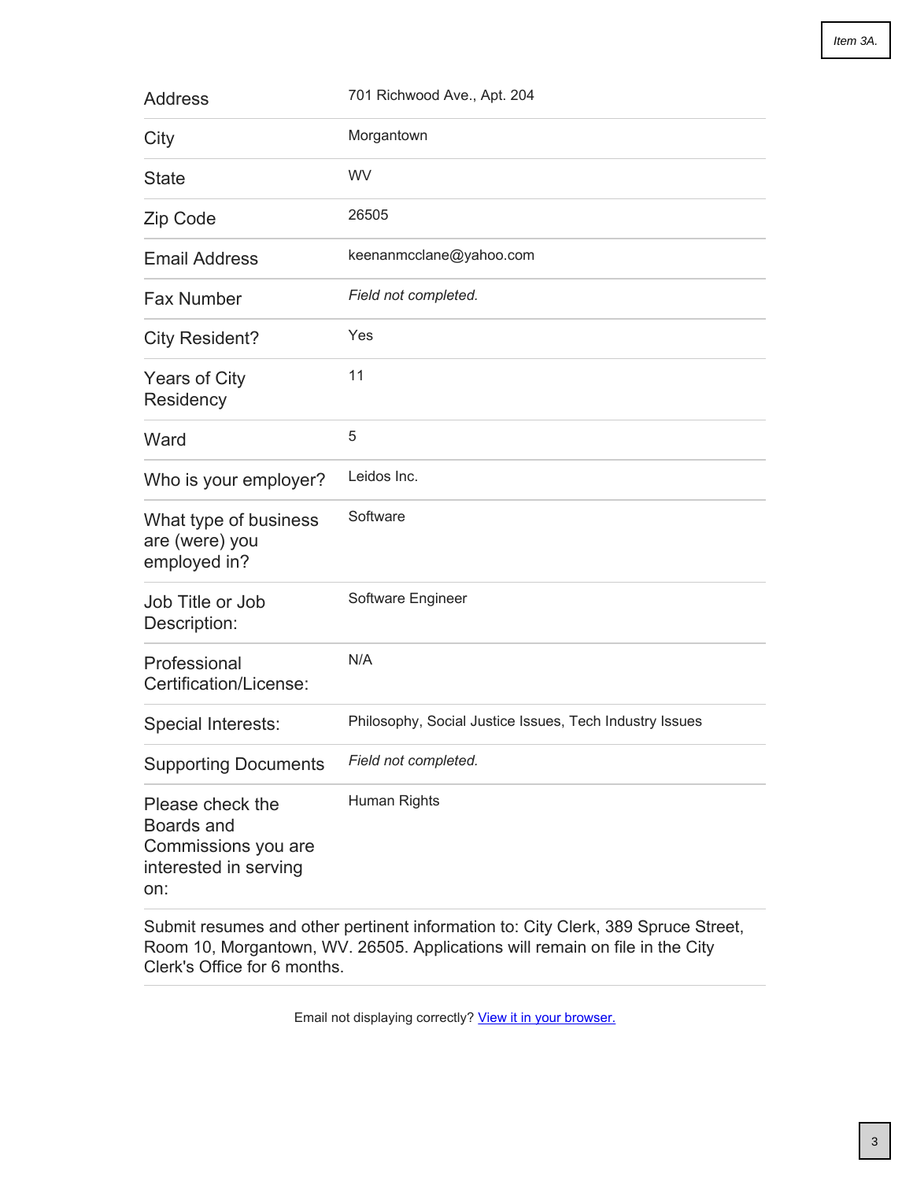Item 3A.

| | |
|---|---|
| Address | 701 Richwood Ave., Apt. 204 |
| City | Morgantown |
| State | WV |
| Zip Code | 26505 |
| Email Address | keenanmcclane@yahoo.com |
| Fax Number | *Field not completed.* |
| City Resident? | Yes |
| Years of City Residency | 11 |
| Ward | 5 |
| Who is your employer? | Leidos Inc. |
| What type of business are (were) you employed in? | Software |
| Job Title or Job Description: | Software Engineer |
| Professional Certification/License: | N/A |
| Special Interests: | Philosophy, Social Justice Issues, Tech Industry Issues |
| Supporting Documents | *Field not completed.* |
| Please check the Boards and Commissions you are interested in serving on: | Human Rights |

Submit resumes and other pertinent information to: City Clerk, 389 Spruce Street, Room 10, Morgantown, WV. 26505. Applications will remain on file in the City Clerk's Office for 6 months.

Email not displaying correctly? View it in your browser.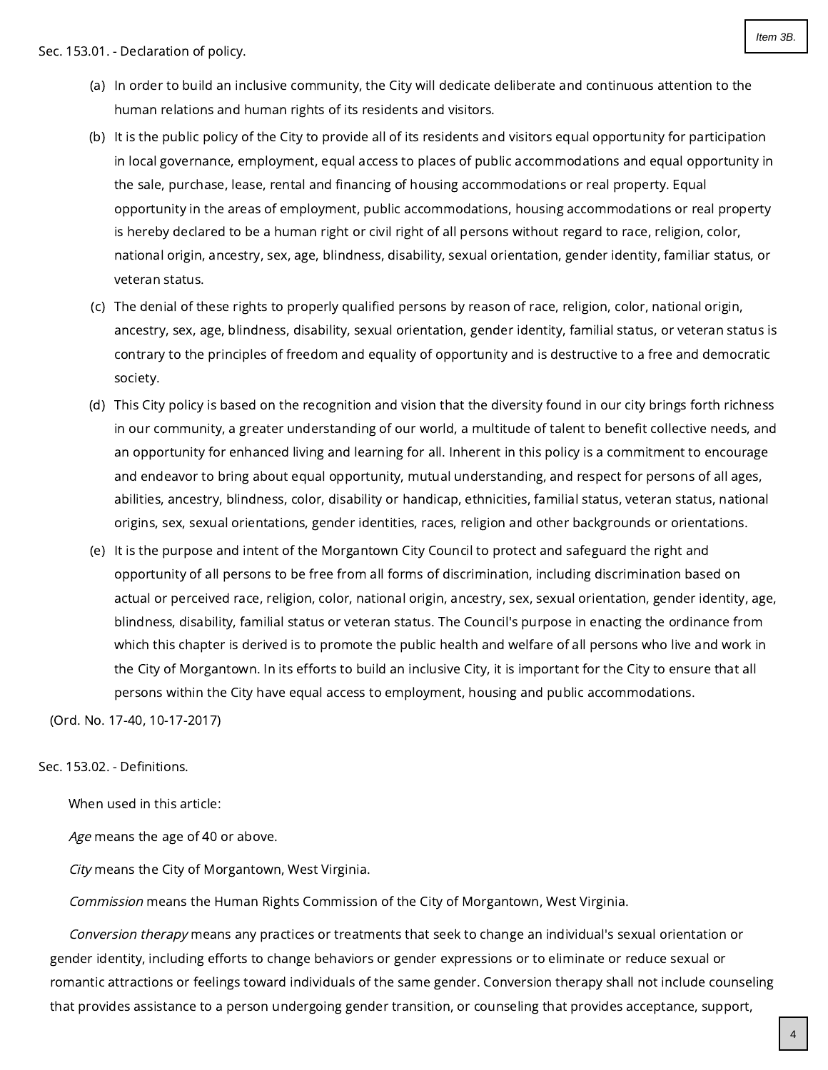Sec. 153.01. - Declaration of policy.

(a) In order to build an inclusive community, the City will dedicate deliberate and continuous attention to the human relations and human rights of its residents and visitors.

(b) It is the public policy of the City to provide all of its residents and visitors equal opportunity for participation in local governance, employment, equal access to places of public accommodations and equal opportunity in the sale, purchase, lease, rental and financing of housing accommodations or real property. Equal opportunity in the areas of employment, public accommodations, housing accommodations or real property is hereby declared to be a human right or civil right of all persons without regard to race, religion, color, national origin, ancestry, sex, age, blindness, disability, sexual orientation, gender identity, familiar status, or veteran status.

(c) The denial of these rights to properly qualified persons by reason of race, religion, color, national origin, ancestry, sex, age, blindness, disability, sexual orientation, gender identity, familial status, or veteran status is contrary to the principles of freedom and equality of opportunity and is destructive to a free and democratic society.

(d) This City policy is based on the recognition and vision that the diversity found in our city brings forth richness in our community, a greater understanding of our world, a multitude of talent to benefit collective needs, and an opportunity for enhanced living and learning for all. Inherent in this policy is a commitment to encourage and endeavor to bring about equal opportunity, mutual understanding, and respect for persons of all ages, abilities, ancestry, blindness, color, disability or handicap, ethnicities, familial status, veteran status, national origins, sex, sexual orientations, gender identities, races, religion and other backgrounds or orientations.

(e) It is the purpose and intent of the Morgantown City Council to protect and safeguard the right and opportunity of all persons to be free from all forms of discrimination, including discrimination based on actual or perceived race, religion, color, national origin, ancestry, sex, sexual orientation, gender identity, age, blindness, disability, familial status or veteran status. The Council's purpose in enacting the ordinance from which this chapter is derived is to promote the public health and welfare of all persons who live and work in the City of Morgantown. In its efforts to build an inclusive City, it is important for the City to ensure that all persons within the City have equal access to employment, housing and public accommodations.

(Ord. No. 17-40, 10-17-2017)

Sec. 153.02. - Definitions.

When used in this article:

*Age* means the age of 40 or above.

*City* means the City of Morgantown, West Virginia.

*Commission* means the Human Rights Commission of the City of Morgantown, West Virginia.

*Conversion therapy* means any practices or treatments that seek to change an individual's sexual orientation or gender identity, including efforts to change behaviors or gender expressions or to eliminate or reduce sexual or romantic attractions or feelings toward individuals of the same gender. Conversion therapy shall not include counseling that provides assistance to a person undergoing gender transition, or counseling that provides acceptance, support,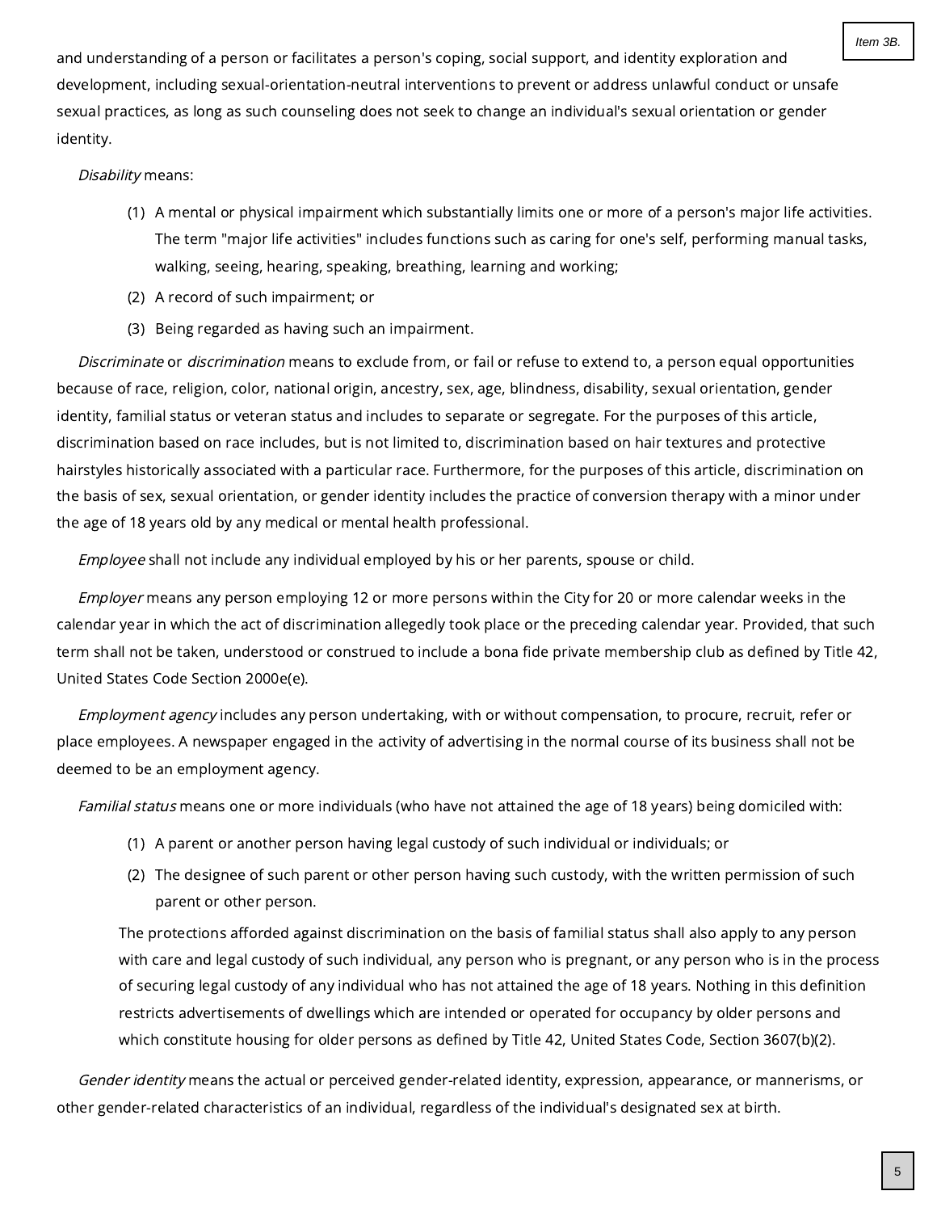and understanding of a person or facilitates a person's coping, social support, and identity exploration and development, including sexual-orientation-neutral interventions to prevent or address unlawful conduct or unsafe sexual practices, as long as such counseling does not seek to change an individual's sexual orientation or gender identity.

*Disability* means:

(1) A mental or physical impairment which substantially limits one or more of a person's major life activities. The term "major life activities" includes functions such as caring for one's self, performing manual tasks, walking, seeing, hearing, speaking, breathing, learning and working;

(2) A record of such impairment; or

(3) Being regarded as having such an impairment.

*Discriminate* or *discrimination* means to exclude from, or fail or refuse to extend to, a person equal opportunities because of race, religion, color, national origin, ancestry, sex, age, blindness, disability, sexual orientation, gender identity, familial status or veteran status and includes to separate or segregate. For the purposes of this article, discrimination based on race includes, but is not limited to, discrimination based on hair textures and protective hairstyles historically associated with a particular race. Furthermore, for the purposes of this article, discrimination on the basis of sex, sexual orientation, or gender identity includes the practice of conversion therapy with a minor under the age of 18 years old by any medical or mental health professional.

*Employee* shall not include any individual employed by his or her parents, spouse or child.

*Employer* means any person employing 12 or more persons within the City for 20 or more calendar weeks in the calendar year in which the act of discrimination allegedly took place or the preceding calendar year. Provided, that such term shall not be taken, understood or construed to include a bona fide private membership club as defined by Title 42, United States Code Section 2000e(e).

*Employment agency* includes any person undertaking, with or without compensation, to procure, recruit, refer or place employees. A newspaper engaged in the activity of advertising in the normal course of its business shall not be deemed to be an employment agency.

*Familial status* means one or more individuals (who have not attained the age of 18 years) being domiciled with:

(1) A parent or another person having legal custody of such individual or individuals; or

(2) The designee of such parent or other person having such custody, with the written permission of such parent or other person.

The protections afforded against discrimination on the basis of familial status shall also apply to any person with care and legal custody of such individual, any person who is pregnant, or any person who is in the process of securing legal custody of any individual who has not attained the age of 18 years. Nothing in this definition restricts advertisements of dwellings which are intended or operated for occupancy by older persons and which constitute housing for older persons as defined by Title 42, United States Code, Section 3607(b)(2).

*Gender identity* means the actual or perceived gender-related identity, expression, appearance, or mannerisms, or other gender-related characteristics of an individual, regardless of the individual's designated sex at birth.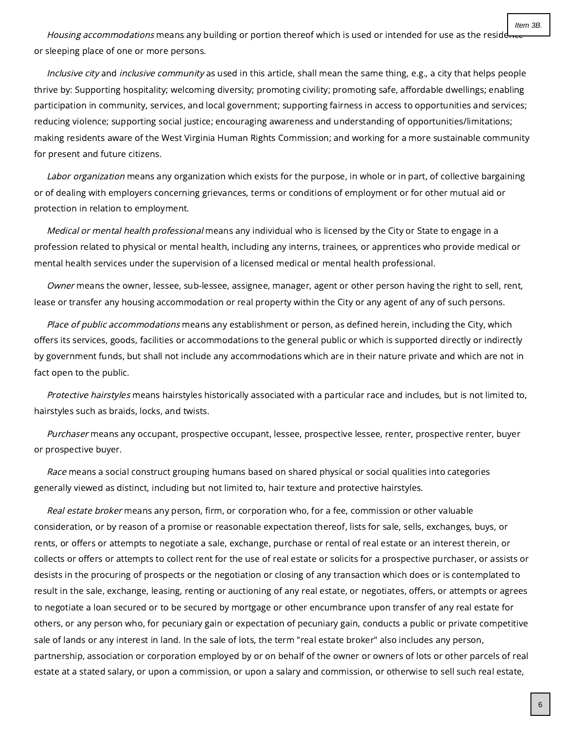*Housing accommodations* means any building or portion thereof which is used or intended for use as the residence or sleeping place of one or more persons.

*Inclusive city* and *inclusive community* as used in this article, shall mean the same thing, e.g., a city that helps people thrive by: Supporting hospitality; welcoming diversity; promoting civility; promoting safe, affordable dwellings; enabling participation in community, services, and local government; supporting fairness in access to opportunities and services; reducing violence; supporting social justice; encouraging awareness and understanding of opportunities/limitations; making residents aware of the West Virginia Human Rights Commission; and working for a more sustainable community for present and future citizens.

*Labor organization* means any organization which exists for the purpose, in whole or in part, of collective bargaining or of dealing with employers concerning grievances, terms or conditions of employment or for other mutual aid or protection in relation to employment.

*Medical or mental health professional* means any individual who is licensed by the City or State to engage in a profession related to physical or mental health, including any interns, trainees, or apprentices who provide medical or mental health services under the supervision of a licensed medical or mental health professional.

*Owner* means the owner, lessee, sub-lessee, assignee, manager, agent or other person having the right to sell, rent, lease or transfer any housing accommodation or real property within the City or any agent of any of such persons.

*Place of public accommodations* means any establishment or person, as defined herein, including the City, which offers its services, goods, facilities or accommodations to the general public or which is supported directly or indirectly by government funds, but shall not include any accommodations which are in their nature private and which are not in fact open to the public.

*Protective hairstyles* means hairstyles historically associated with a particular race and includes, but is not limited to, hairstyles such as braids, locks, and twists.

*Purchaser* means any occupant, prospective occupant, lessee, prospective lessee, renter, prospective renter, buyer or prospective buyer.

*Race* means a social construct grouping humans based on shared physical or social qualities into categories generally viewed as distinct, including but not limited to, hair texture and protective hairstyles.

*Real estate broker* means any person, firm, or corporation who, for a fee, commission or other valuable consideration, or by reason of a promise or reasonable expectation thereof, lists for sale, sells, exchanges, buys, or rents, or offers or attempts to negotiate a sale, exchange, purchase or rental of real estate or an interest therein, or collects or offers or attempts to collect rent for the use of real estate or solicits for a prospective purchaser, or assists or desists in the procuring of prospects or the negotiation or closing of any transaction which does or is contemplated to result in the sale, exchange, leasing, renting or auctioning of any real estate, or negotiates, offers, or attempts or agrees to negotiate a loan secured or to be secured by mortgage or other encumbrance upon transfer of any real estate for others, or any person who, for pecuniary gain or expectation of pecuniary gain, conducts a public or private competitive sale of lands or any interest in land. In the sale of lots, the term "real estate broker" also includes any person, partnership, association or corporation employed by or on behalf of the owner or owners of lots or other parcels of real estate at a stated salary, or upon a commission, or upon a salary and commission, or otherwise to sell such real estate,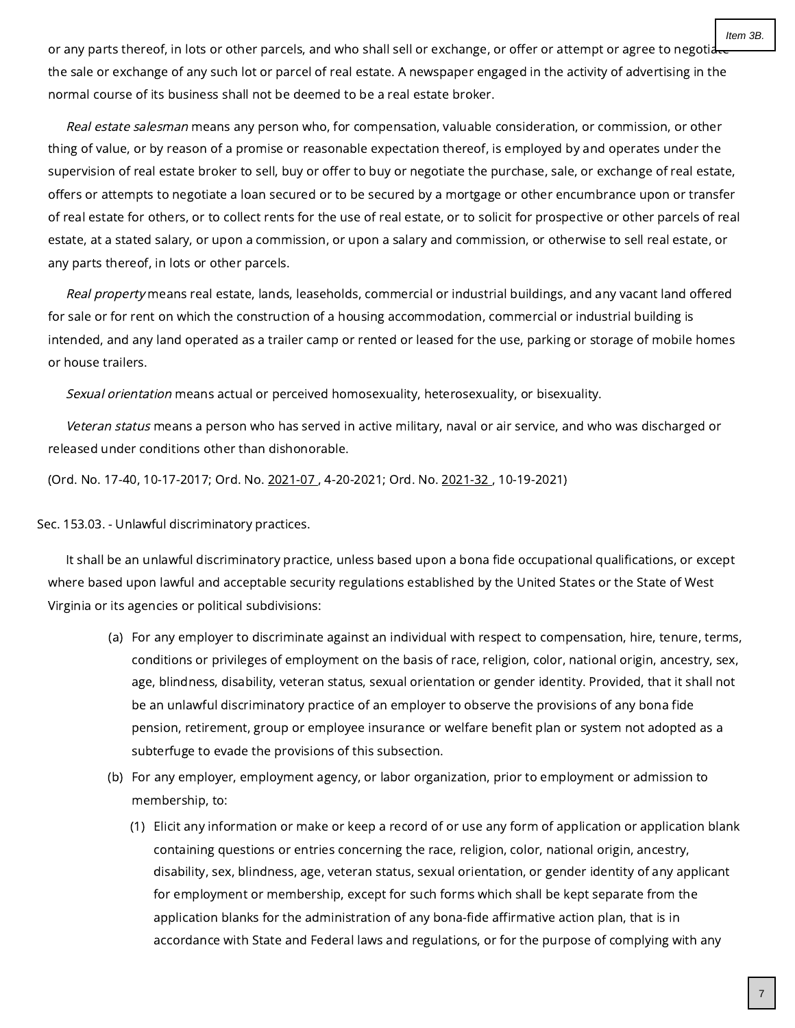or any parts thereof, in lots or other parcels, and who shall sell or exchange, or offer or attempt or agree to negotiate the sale or exchange of any such lot or parcel of real estate. A newspaper engaged in the activity of advertising in the normal course of its business shall not be deemed to be a real estate broker.

*Real estate salesman* means any person who, for compensation, valuable consideration, or commission, or other thing of value, or by reason of a promise or reasonable expectation thereof, is employed by and operates under the supervision of real estate broker to sell, buy or offer to buy or negotiate the purchase, sale, or exchange of real estate, offers or attempts to negotiate a loan secured or to be secured by a mortgage or other encumbrance upon or transfer of real estate for others, or to collect rents for the use of real estate, or to solicit for prospective or other parcels of real estate, at a stated salary, or upon a commission, or upon a salary and commission, or otherwise to sell real estate, or any parts thereof, in lots or other parcels.

*Real property* means real estate, lands, leaseholds, commercial or industrial buildings, and any vacant land offered for sale or for rent on which the construction of a housing accommodation, commercial or industrial building is intended, and any land operated as a trailer camp or rented or leased for the use, parking or storage of mobile homes or house trailers.

*Sexual orientation* means actual or perceived homosexuality, heterosexuality, or bisexuality.

*Veteran status* means a person who has served in active military, naval or air service, and who was discharged or released under conditions other than dishonorable.

(Ord. No. 17-40, 10-17-2017; Ord. No. 2021-07 , 4-20-2021; Ord. No. 2021-32 , 10-19-2021)

Sec. 153.03. - Unlawful discriminatory practices.

It shall be an unlawful discriminatory practice, unless based upon a bona fide occupational qualifications, or except where based upon lawful and acceptable security regulations established by the United States or the State of West Virginia or its agencies or political subdivisions:

(a) For any employer to discriminate against an individual with respect to compensation, hire, tenure, terms, conditions or privileges of employment on the basis of race, religion, color, national origin, ancestry, sex, age, blindness, disability, veteran status, sexual orientation or gender identity. Provided, that it shall not be an unlawful discriminatory practice of an employer to observe the provisions of any bona fide pension, retirement, group or employee insurance or welfare benefit plan or system not adopted as a subterfuge to evade the provisions of this subsection.

(b) For any employer, employment agency, or labor organization, prior to employment or admission to membership, to:

    (1) Elicit any information or make or keep a record of or use any form of application or application blank containing questions or entries concerning the race, religion, color, national origin, ancestry, disability, sex, blindness, age, veteran status, sexual orientation, or gender identity of any applicant for employment or membership, except for such forms which shall be kept separate from the application blanks for the administration of any bona-fide affirmative action plan, that is in accordance with State and Federal laws and regulations, or for the purpose of complying with any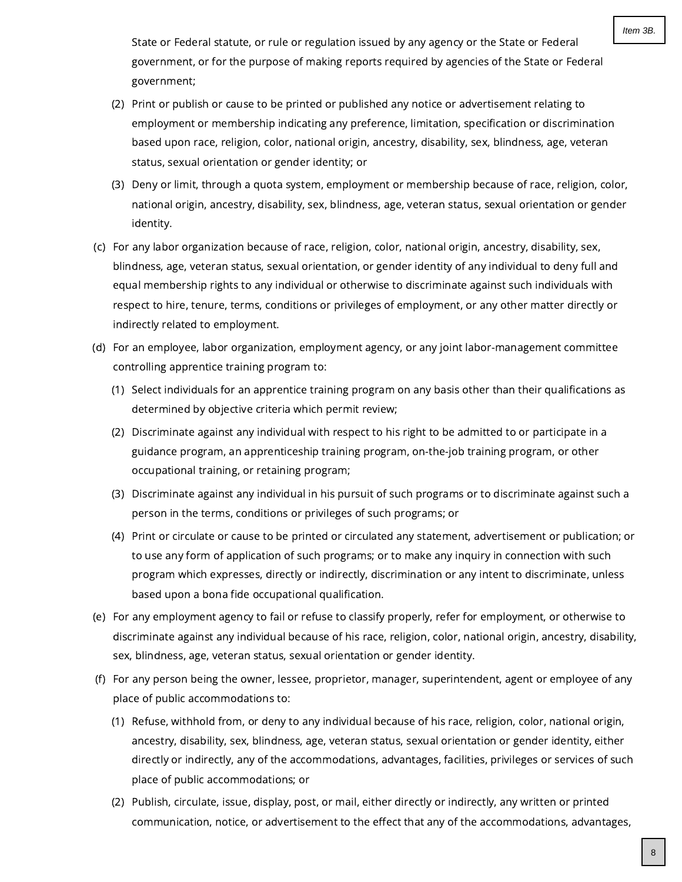State or Federal statute, or rule or regulation issued by any agency or the State or Federal government, or for the purpose of making reports required by agencies of the State or Federal government;

(2) Print or publish or cause to be printed or published any notice or advertisement relating to employment or membership indicating any preference, limitation, specification or discrimination based upon race, religion, color, national origin, ancestry, disability, sex, blindness, age, veteran status, sexual orientation or gender identity; or

(3) Deny or limit, through a quota system, employment or membership because of race, religion, color, national origin, ancestry, disability, sex, blindness, age, veteran status, sexual orientation or gender identity.

(c) For any labor organization because of race, religion, color, national origin, ancestry, disability, sex, blindness, age, veteran status, sexual orientation, or gender identity of any individual to deny full and equal membership rights to any individual or otherwise to discriminate against such individuals with respect to hire, tenure, terms, conditions or privileges of employment, or any other matter directly or indirectly related to employment.

(d) For an employee, labor organization, employment agency, or any joint labor-management committee controlling apprentice training program to:

(1) Select individuals for an apprentice training program on any basis other than their qualifications as determined by objective criteria which permit review;

(2) Discriminate against any individual with respect to his right to be admitted to or participate in a guidance program, an apprenticeship training program, on-the-job training program, or other occupational training, or retaining program;

(3) Discriminate against any individual in his pursuit of such programs or to discriminate against such a person in the terms, conditions or privileges of such programs; or

(4) Print or circulate or cause to be printed or circulated any statement, advertisement or publication; or to use any form of application of such programs; or to make any inquiry in connection with such program which expresses, directly or indirectly, discrimination or any intent to discriminate, unless based upon a bona fide occupational qualification.

(e) For any employment agency to fail or refuse to classify properly, refer for employment, or otherwise to discriminate against any individual because of his race, religion, color, national origin, ancestry, disability, sex, blindness, age, veteran status, sexual orientation or gender identity.

(f) For any person being the owner, lessee, proprietor, manager, superintendent, agent or employee of any place of public accommodations to:

(1) Refuse, withhold from, or deny to any individual because of his race, religion, color, national origin, ancestry, disability, sex, blindness, age, veteran status, sexual orientation or gender identity, either directly or indirectly, any of the accommodations, advantages, facilities, privileges or services of such place of public accommodations; or

(2) Publish, circulate, issue, display, post, or mail, either directly or indirectly, any written or printed communication, notice, or advertisement to the effect that any of the accommodations, advantages,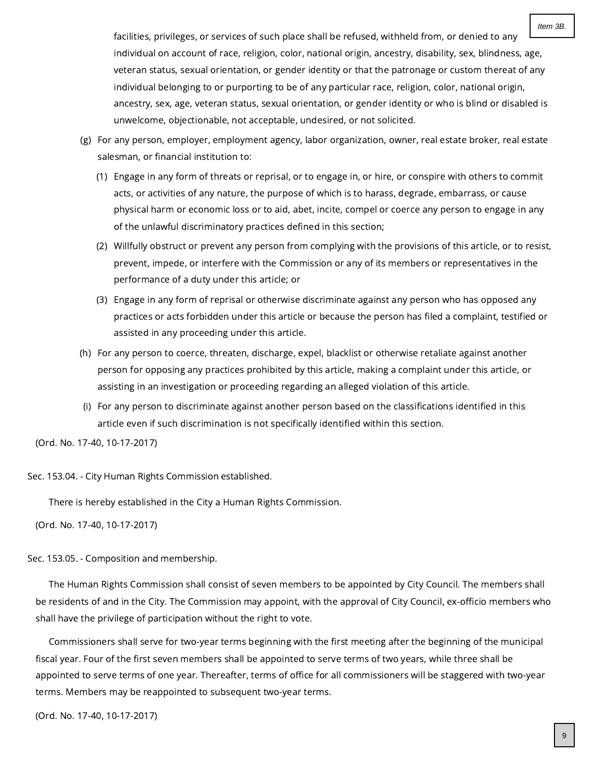facilities, privileges, or services of such place shall be refused, withheld from, or denied to any individual on account of race, religion, color, national origin, ancestry, disability, sex, blindness, age, veteran status, sexual orientation, or gender identity or that the patronage or custom thereat of any individual belonging to or purporting to be of any particular race, religion, color, national origin, ancestry, sex, age, veteran status, sexual orientation, or gender identity or who is blind or disabled is unwelcome, objectionable, not acceptable, undesired, or not solicited.

(g) For any person, employer, employment agency, labor organization, owner, real estate broker, real estate salesman, or financial institution to:

(1) Engage in any form of threats or reprisal, or to engage in, or hire, or conspire with others to commit acts, or activities of any nature, the purpose of which is to harass, degrade, embarrass, or cause physical harm or economic loss or to aid, abet, incite, compel or coerce any person to engage in any of the unlawful discriminatory practices defined in this section;

(2) Willfully obstruct or prevent any person from complying with the provisions of this article, or to resist, prevent, impede, or interfere with the Commission or any of its members or representatives in the performance of a duty under this article; or

(3) Engage in any form of reprisal or otherwise discriminate against any person who has opposed any practices or acts forbidden under this article or because the person has filed a complaint, testified or assisted in any proceeding under this article.

(h) For any person to coerce, threaten, discharge, expel, blacklist or otherwise retaliate against another person for opposing any practices prohibited by this article, making a complaint under this article, or assisting in an investigation or proceeding regarding an alleged violation of this article.

(i) For any person to discriminate against another person based on the classifications identified in this article even if such discrimination is not specifically identified within this section.

(Ord. No. 17-40, 10-17-2017)

Sec. 153.04. - City Human Rights Commission established.

There is hereby established in the City a Human Rights Commission.

(Ord. No. 17-40, 10-17-2017)

Sec. 153.05. - Composition and membership.

The Human Rights Commission shall consist of seven members to be appointed by City Council. The members shall be residents of and in the City. The Commission may appoint, with the approval of City Council, ex-officio members who shall have the privilege of participation without the right to vote.

Commissioners shall serve for two-year terms beginning with the first meeting after the beginning of the municipal fiscal year. Four of the first seven members shall be appointed to serve terms of two years, while three shall be appointed to serve terms of one year. Thereafter, terms of office for all commissioners will be staggered with two-year terms. Members may be reappointed to subsequent two-year terms.

(Ord. No. 17-40, 10-17-2017)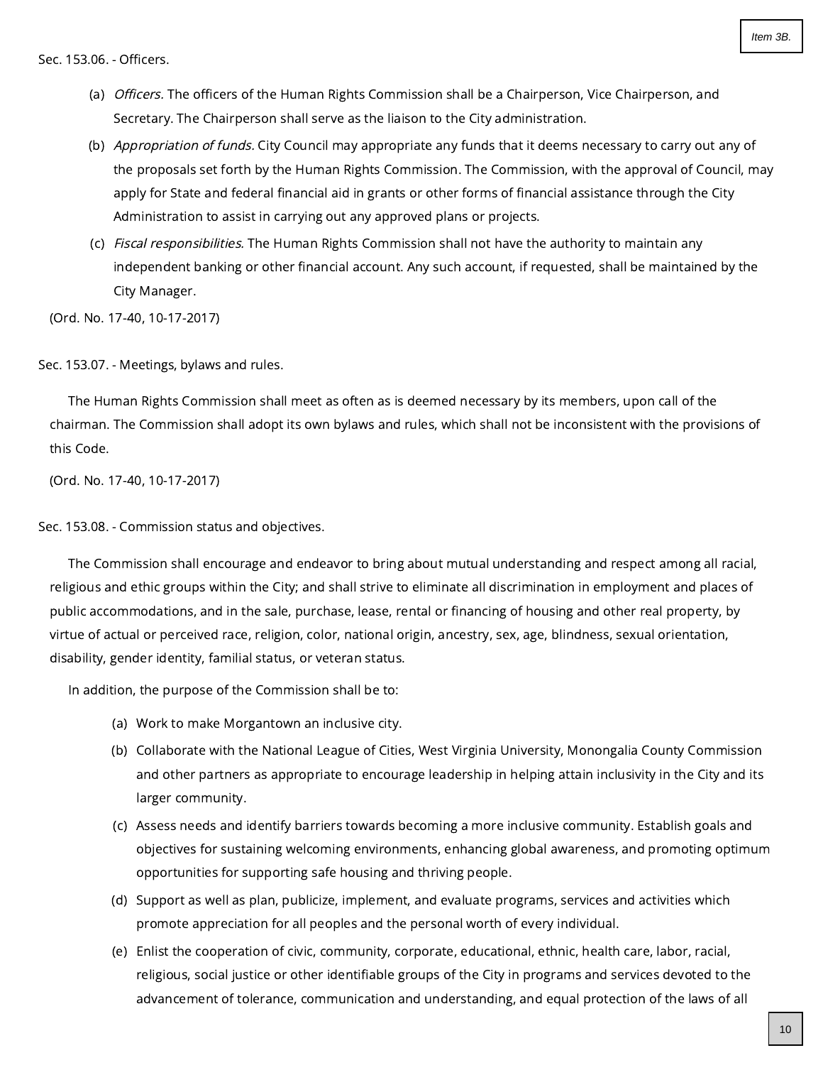Sec. 153.06. - Officers.

(a) *Officers.* The officers of the Human Rights Commission shall be a Chairperson, Vice Chairperson, and Secretary. The Chairperson shall serve as the liaison to the City administration.

(b) *Appropriation of funds.* City Council may appropriate any funds that it deems necessary to carry out any of the proposals set forth by the Human Rights Commission. The Commission, with the approval of Council, may apply for State and federal financial aid in grants or other forms of financial assistance through the City Administration to assist in carrying out any approved plans or projects.

(c) *Fiscal responsibilities.* The Human Rights Commission shall not have the authority to maintain any independent banking or other financial account. Any such account, if requested, shall be maintained by the City Manager.

(Ord. No. 17-40, 10-17-2017)

Sec. 153.07. - Meetings, bylaws and rules.

The Human Rights Commission shall meet as often as is deemed necessary by its members, upon call of the chairman. The Commission shall adopt its own bylaws and rules, which shall not be inconsistent with the provisions of this Code.

(Ord. No. 17-40, 10-17-2017)

Sec. 153.08. - Commission status and objectives.

The Commission shall encourage and endeavor to bring about mutual understanding and respect among all racial, religious and ethic groups within the City; and shall strive to eliminate all discrimination in employment and places of public accommodations, and in the sale, purchase, lease, rental or financing of housing and other real property, by virtue of actual or perceived race, religion, color, national origin, ancestry, sex, age, blindness, sexual orientation, disability, gender identity, familial status, or veteran status.

In addition, the purpose of the Commission shall be to:

(a) Work to make Morgantown an inclusive city.

(b) Collaborate with the National League of Cities, West Virginia University, Monongalia County Commission and other partners as appropriate to encourage leadership in helping attain inclusivity in the City and its larger community.

(c) Assess needs and identify barriers towards becoming a more inclusive community. Establish goals and objectives for sustaining welcoming environments, enhancing global awareness, and promoting optimum opportunities for supporting safe housing and thriving people.

(d) Support as well as plan, publicize, implement, and evaluate programs, services and activities which promote appreciation for all peoples and the personal worth of every individual.

(e) Enlist the cooperation of civic, community, corporate, educational, ethnic, health care, labor, racial, religious, social justice or other identifiable groups of the City in programs and services devoted to the advancement of tolerance, communication and understanding, and equal protection of the laws of all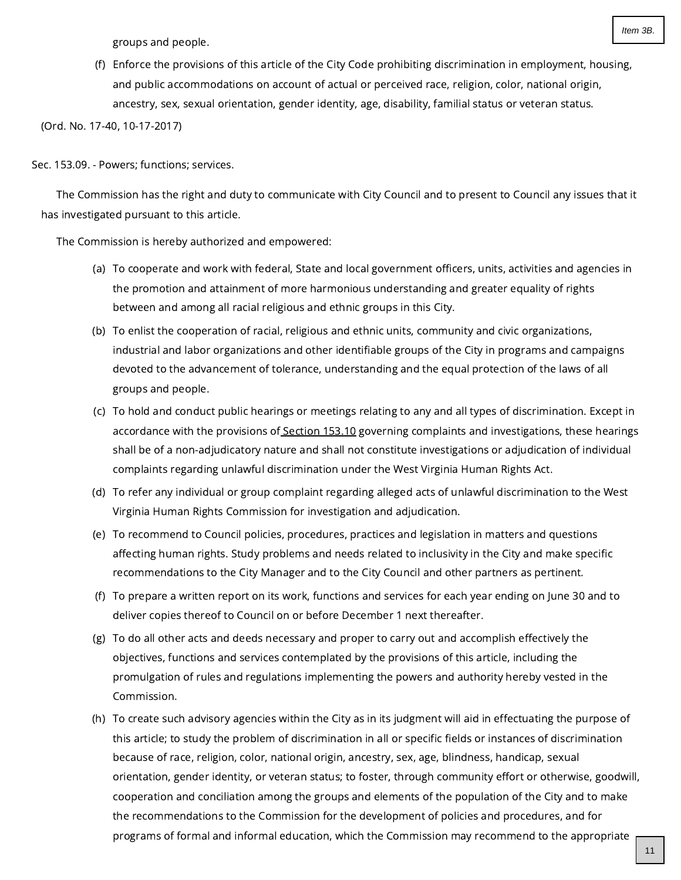groups and people.

(f) Enforce the provisions of this article of the City Code prohibiting discrimination in employment, housing, and public accommodations on account of actual or perceived race, religion, color, national origin, ancestry, sex, sexual orientation, gender identity, age, disability, familial status or veteran status.

(Ord. No. 17-40, 10-17-2017)

Sec. 153.09. - Powers; functions; services.

The Commission has the right and duty to communicate with City Council and to present to Council any issues that it has investigated pursuant to this article.

The Commission is hereby authorized and empowered:

(a) To cooperate and work with federal, State and local government officers, units, activities and agencies in the promotion and attainment of more harmonious understanding and greater equality of rights between and among all racial religious and ethnic groups in this City.

(b) To enlist the cooperation of racial, religious and ethnic units, community and civic organizations, industrial and labor organizations and other identifiable groups of the City in programs and campaigns devoted to the advancement of tolerance, understanding and the equal protection of the laws of all groups and people.

(c) To hold and conduct public hearings or meetings relating to any and all types of discrimination. Except in accordance with the provisions of Section 153.10 governing complaints and investigations, these hearings shall be of a non-adjudicatory nature and shall not constitute investigations or adjudication of individual complaints regarding unlawful discrimination under the West Virginia Human Rights Act.

(d) To refer any individual or group complaint regarding alleged acts of unlawful discrimination to the West Virginia Human Rights Commission for investigation and adjudication.

(e) To recommend to Council policies, procedures, practices and legislation in matters and questions affecting human rights. Study problems and needs related to inclusivity in the City and make specific recommendations to the City Manager and to the City Council and other partners as pertinent.

(f) To prepare a written report on its work, functions and services for each year ending on June 30 and to deliver copies thereof to Council on or before December 1 next thereafter.

(g) To do all other acts and deeds necessary and proper to carry out and accomplish effectively the objectives, functions and services contemplated by the provisions of this article, including the promulgation of rules and regulations implementing the powers and authority hereby vested in the Commission.

(h) To create such advisory agencies within the City as in its judgment will aid in effectuating the purpose of this article; to study the problem of discrimination in all or specific fields or instances of discrimination because of race, religion, color, national origin, ancestry, sex, age, blindness, handicap, sexual orientation, gender identity, or veteran status; to foster, through community effort or otherwise, goodwill, cooperation and conciliation among the groups and elements of the population of the City and to make the recommendations to the Commission for the development of policies and procedures, and for programs of formal and informal education, which the Commission may recommend to the appropriate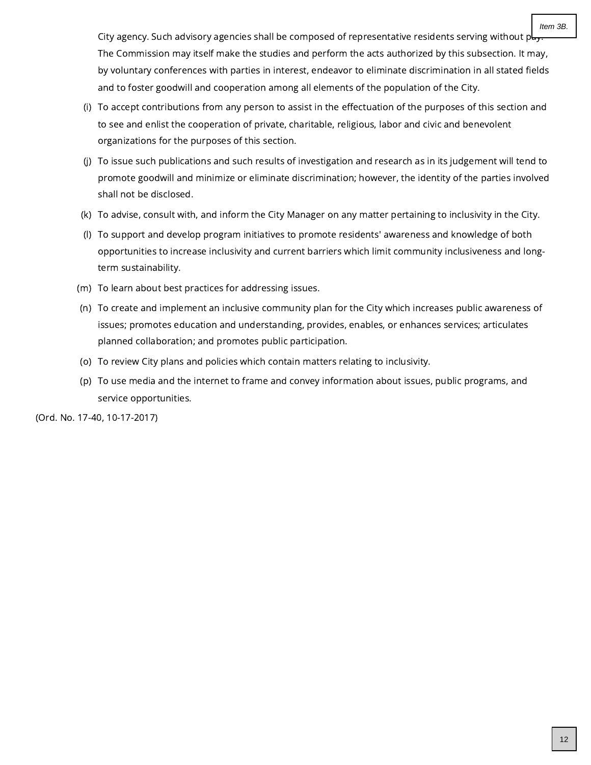City agency. Such advisory agencies shall be composed of representative residents serving without pay. The Commission may itself make the studies and perform the acts authorized by this subsection. It may, by voluntary conferences with parties in interest, endeavor to eliminate discrimination in all stated fields and to foster goodwill and cooperation among all elements of the population of the City.

(i) To accept contributions from any person to assist in the effectuation of the purposes of this section and to see and enlist the cooperation of private, charitable, religious, labor and civic and benevolent organizations for the purposes of this section.

(j) To issue such publications and such results of investigation and research as in its judgement will tend to promote goodwill and minimize or eliminate discrimination; however, the identity of the parties involved shall not be disclosed.

(k) To advise, consult with, and inform the City Manager on any matter pertaining to inclusivity in the City.

(l) To support and develop program initiatives to promote residents' awareness and knowledge of both opportunities to increase inclusivity and current barriers which limit community inclusiveness and long-term sustainability.

(m) To learn about best practices for addressing issues.

(n) To create and implement an inclusive community plan for the City which increases public awareness of issues; promotes education and understanding, provides, enables, or enhances services; articulates planned collaboration; and promotes public participation.

(o) To review City plans and policies which contain matters relating to inclusivity.

(p) To use media and the internet to frame and convey information about issues, public programs, and service opportunities.

(Ord. No. 17-40, 10-17-2017)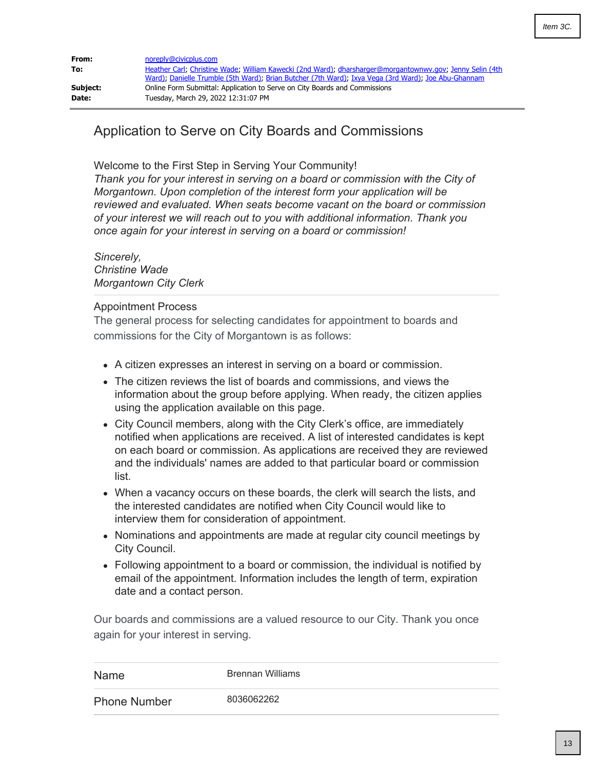Item 3C.

| | |
|---|---|
| **From:** | noreply@civicplus.com |
| **To:** | Heather Carl; Christine Wade; William Kawecki (2nd Ward); dharsharger@morgantownwv.gov; Jenny Selin (4th Ward); Danielle Trumble (5th Ward); Brian Butcher (7th Ward); Ixya Vega (3rd Ward); Joe Abu-Ghannam |
| **Subject:** | Online Form Submittal: Application to Serve on City Boards and Commissions |
| **Date:** | Tuesday, March 29, 2022 12:31:07 PM |

# Application to Serve on City Boards and Commissions

Welcome to the First Step in Serving Your Community!
*Thank you for your interest in serving on a board or commission with the City of Morgantown. Upon completion of the interest form your application will be reviewed and evaluated. When seats become vacant on the board or commission of your interest we will reach out to you with additional information. Thank you once again for your interest in serving on a board or commission!*

*Sincerely,*
*Christine Wade*
*Morgantown City Clerk*

Appointment Process
The general process for selecting candidates for appointment to boards and commissions for the City of Morgantown is as follows:

- A citizen expresses an interest in serving on a board or commission.
- The citizen reviews the list of boards and commissions, and views the information about the group before applying. When ready, the citizen applies using the application available on this page.
- City Council members, along with the City Clerk's office, are immediately notified when applications are received. A list of interested candidates is kept on each board or commission. As applications are received they are reviewed and the individuals' names are added to that particular board or commission list.
- When a vacancy occurs on these boards, the clerk will search the lists, and the interested candidates are notified when City Council would like to interview them for consideration of appointment.
- Nominations and appointments are made at regular city council meetings by City Council.
- Following appointment to a board or commission, the individual is notified by email of the appointment. Information includes the length of term, expiration date and a contact person.

Our boards and commissions are a valued resource to our City. Thank you once again for your interest in serving.

| | |
|---|---|
| Name | Brennan Williams |
| Phone Number | 8036062262 |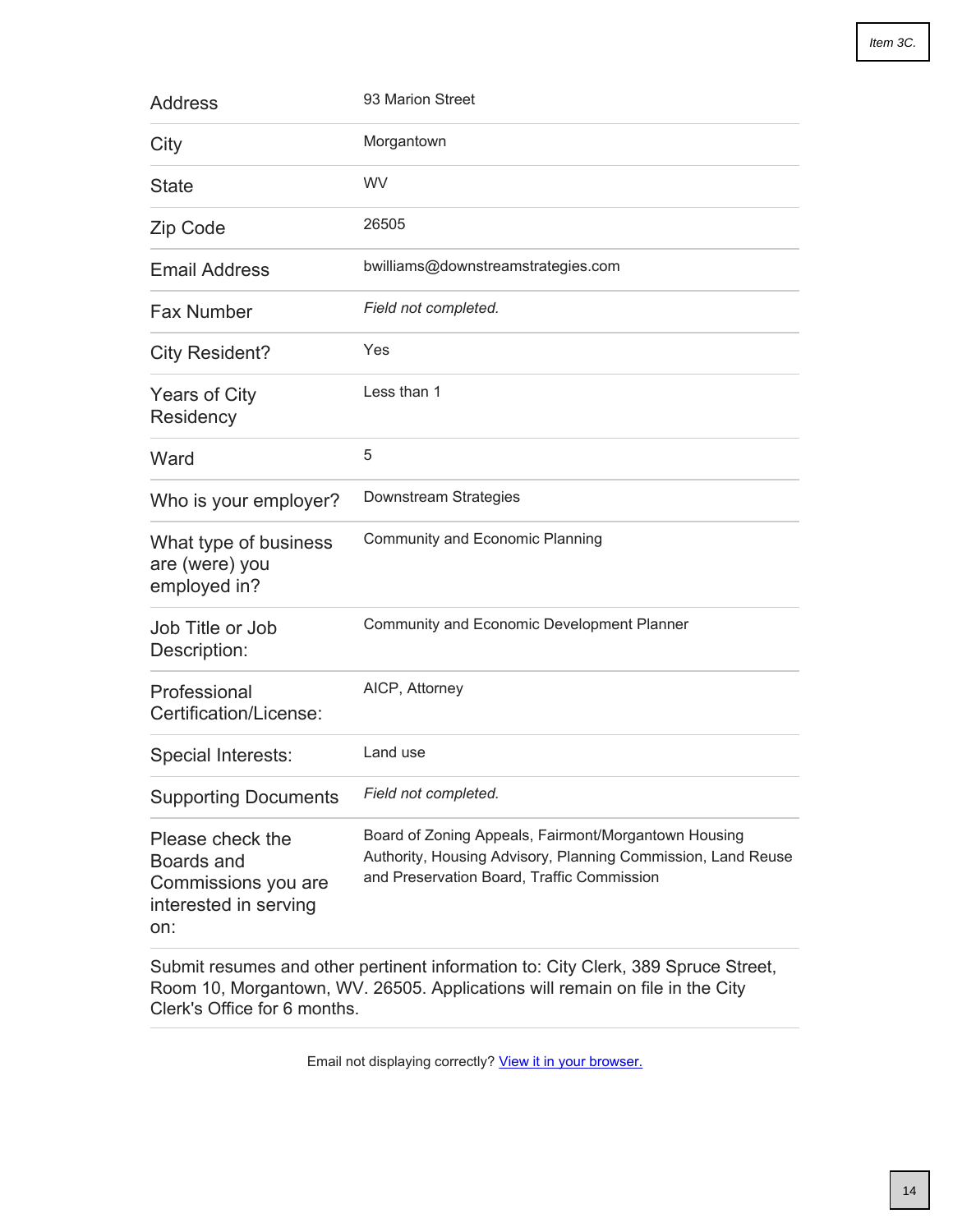Item 3C.

| | |
|---|---|
| Address | 93 Marion Street |
| City | Morgantown |
| State | WV |
| Zip Code | 26505 |
| Email Address | bwilliams@downstreamstrategies.com |
| Fax Number | *Field not completed.* |
| City Resident? | Yes |
| Years of City Residency | Less than 1 |
| Ward | 5 |
| Who is your employer? | Downstream Strategies |
| What type of business are (were) you employed in? | Community and Economic Planning |
| Job Title or Job Description: | Community and Economic Development Planner |
| Professional Certification/License: | AICP, Attorney |
| Special Interests: | Land use |
| Supporting Documents | *Field not completed.* |
| Please check the Boards and Commissions you are interested in serving on: | Board of Zoning Appeals, Fairmont/Morgantown Housing Authority, Housing Advisory, Planning Commission, Land Reuse and Preservation Board, Traffic Commission |

Submit resumes and other pertinent information to: City Clerk, 389 Spruce Street, Room 10, Morgantown, WV. 26505. Applications will remain on file in the City Clerk's Office for 6 months.

Email not displaying correctly? View it in your browser.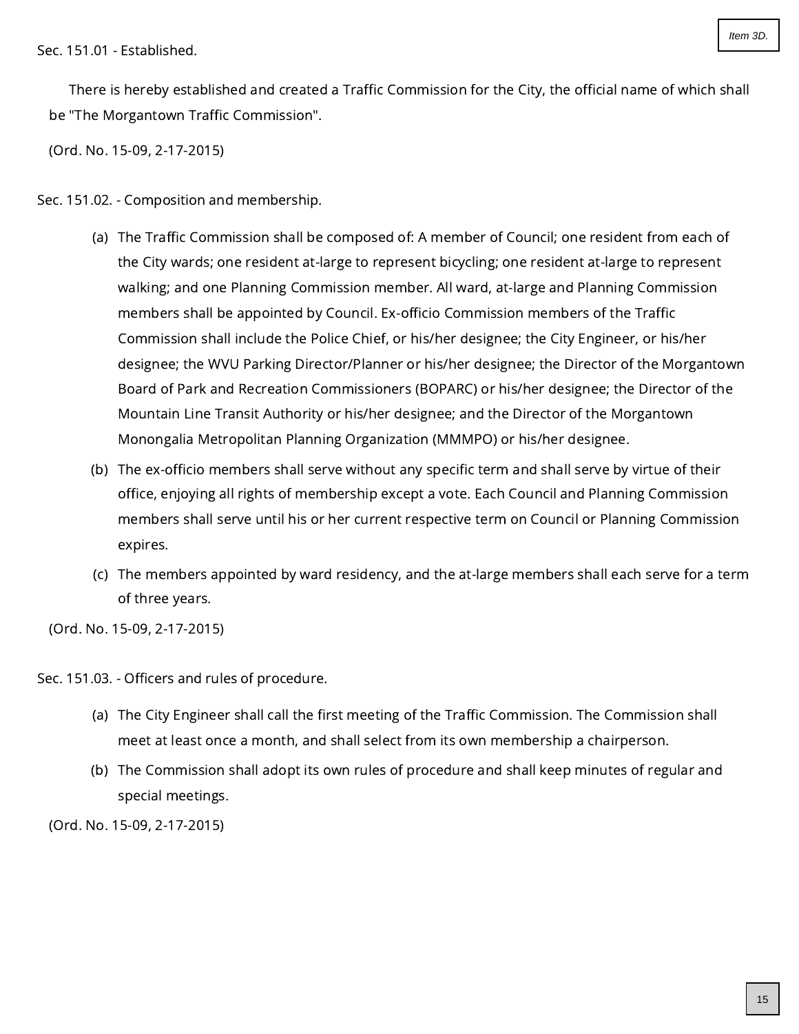Sec. 151.01 - Established.

There is hereby established and created a Traffic Commission for the City, the official name of which shall be "The Morgantown Traffic Commission".

(Ord. No. 15-09, 2-17-2015)

Sec. 151.02. - Composition and membership.

(a) The Traffic Commission shall be composed of: A member of Council; one resident from each of the City wards; one resident at-large to represent bicycling; one resident at-large to represent walking; and one Planning Commission member. All ward, at-large and Planning Commission members shall be appointed by Council. Ex-officio Commission members of the Traffic Commission shall include the Police Chief, or his/her designee; the City Engineer, or his/her designee; the WVU Parking Director/Planner or his/her designee; the Director of the Morgantown Board of Park and Recreation Commissioners (BOPARC) or his/her designee; the Director of the Mountain Line Transit Authority or his/her designee; and the Director of the Morgantown Monongalia Metropolitan Planning Organization (MMMPO) or his/her designee.

(b) The ex-officio members shall serve without any specific term and shall serve by virtue of their office, enjoying all rights of membership except a vote. Each Council and Planning Commission members shall serve until his or her current respective term on Council or Planning Commission expires.

(c) The members appointed by ward residency, and the at-large members shall each serve for a term of three years.

(Ord. No. 15-09, 2-17-2015)

Sec. 151.03. - Officers and rules of procedure.

(a) The City Engineer shall call the first meeting of the Traffic Commission. The Commission shall meet at least once a month, and shall select from its own membership a chairperson.

(b) The Commission shall adopt its own rules of procedure and shall keep minutes of regular and special meetings.

(Ord. No. 15-09, 2-17-2015)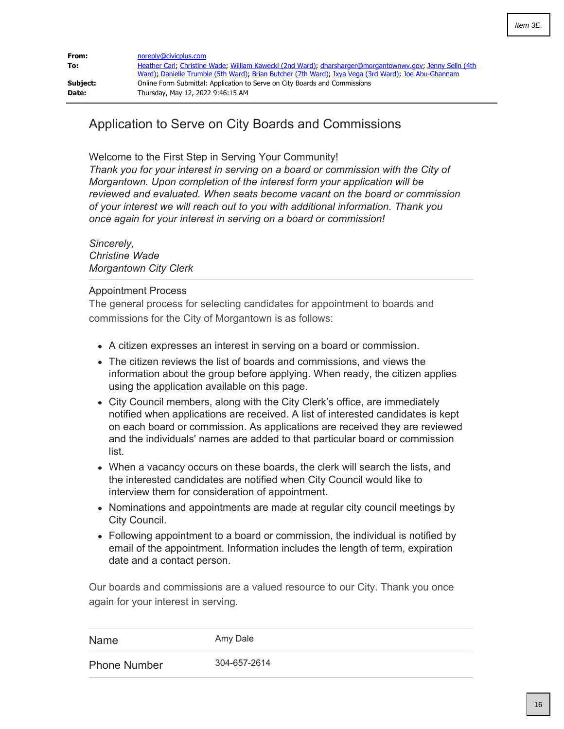Item 3E.

| | |
|---|---|
| **From:** | noreply@civicplus.com |
| **To:** | Heather Carl; Christine Wade; William Kawecki (2nd Ward); dharsharger@morgantownwv.gov; Jenny Selin (4th Ward); Danielle Trumble (5th Ward); Brian Butcher (7th Ward); Ixya Vega (3rd Ward); Joe Abu-Ghannam |
| **Subject:** | Online Form Submittal: Application to Serve on City Boards and Commissions |
| **Date:** | Thursday, May 12, 2022 9:46:15 AM |

# Application to Serve on City Boards and Commissions

Welcome to the First Step in Serving Your Community!
*Thank you for your interest in serving on a board or commission with the City of Morgantown. Upon completion of the interest form your application will be reviewed and evaluated. When seats become vacant on the board or commission of your interest we will reach out to you with additional information. Thank you once again for your interest in serving on a board or commission!*

*Sincerely,*
*Christine Wade*
*Morgantown City Clerk*

Appointment Process
The general process for selecting candidates for appointment to boards and commissions for the City of Morgantown is as follows:

- A citizen expresses an interest in serving on a board or commission.
- The citizen reviews the list of boards and commissions, and views the information about the group before applying. When ready, the citizen applies using the application available on this page.
- City Council members, along with the City Clerk's office, are immediately notified when applications are received. A list of interested candidates is kept on each board or commission. As applications are received they are reviewed and the individuals' names are added to that particular board or commission list.
- When a vacancy occurs on these boards, the clerk will search the lists, and the interested candidates are notified when City Council would like to interview them for consideration of appointment.
- Nominations and appointments are made at regular city council meetings by City Council.
- Following appointment to a board or commission, the individual is notified by email of the appointment. Information includes the length of term, expiration date and a contact person.

Our boards and commissions are a valued resource to our City. Thank you once again for your interest in serving.

| | |
|---|---|
| Name | Amy Dale |
| Phone Number | 304-657-2614 |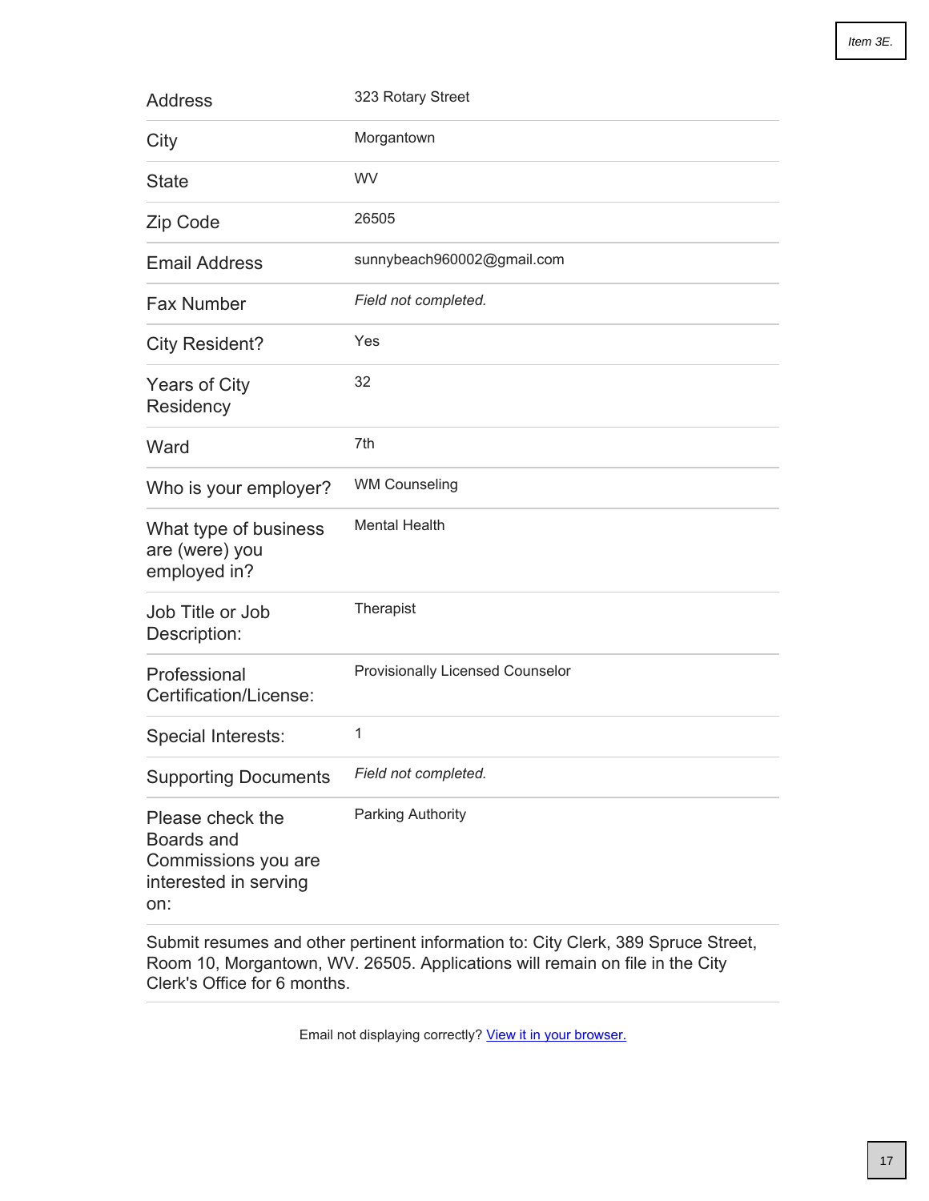| | |
|---|---|
| Address | 323 Rotary Street |
| City | Morgantown |
| State | WV |
| Zip Code | 26505 |
| Email Address | sunnybeach960002@gmail.com |
| Fax Number | *Field not completed.* |
| City Resident? | Yes |
| Years of City Residency | 32 |
| Ward | 7th |
| Who is your employer? | WM Counseling |
| What type of business are (were) you employed in? | Mental Health |
| Job Title or Job Description: | Therapist |
| Professional Certification/License: | Provisionally Licensed Counselor |
| Special Interests: | 1 |
| Supporting Documents | *Field not completed.* |
| Please check the Boards and Commissions you are interested in serving on: | Parking Authority |

Submit resumes and other pertinent information to: City Clerk, 389 Spruce Street, Room 10, Morgantown, WV. 26505. Applications will remain on file in the City Clerk's Office for 6 months.

Email not displaying correctly? View it in your browser.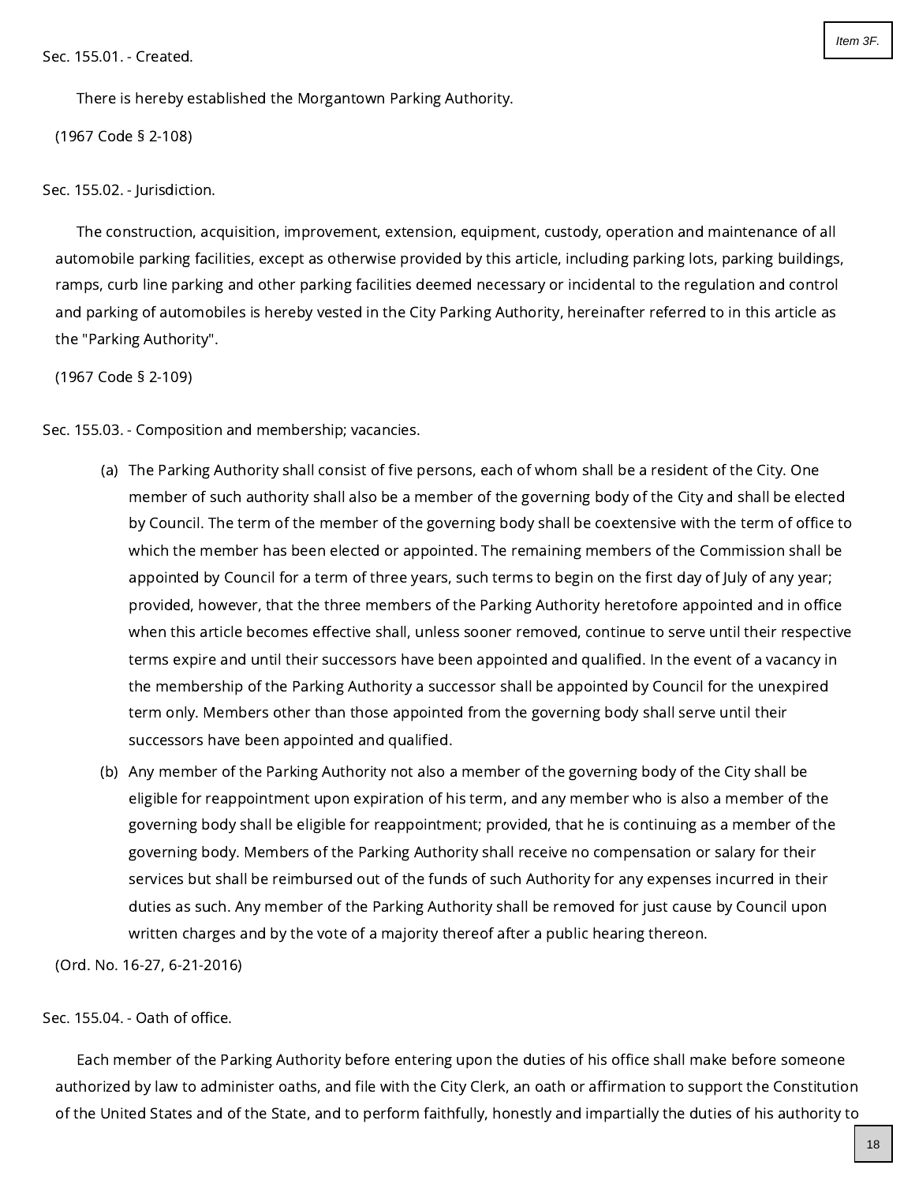Sec. 155.01. - Created.

There is hereby established the Morgantown Parking Authority.

(1967 Code § 2-108)

Sec. 155.02. - Jurisdiction.

The construction, acquisition, improvement, extension, equipment, custody, operation and maintenance of all automobile parking facilities, except as otherwise provided by this article, including parking lots, parking buildings, ramps, curb line parking and other parking facilities deemed necessary or incidental to the regulation and control and parking of automobiles is hereby vested in the City Parking Authority, hereinafter referred to in this article as the "Parking Authority".

(1967 Code § 2-109)

Sec. 155.03. - Composition and membership; vacancies.

(a) The Parking Authority shall consist of five persons, each of whom shall be a resident of the City. One member of such authority shall also be a member of the governing body of the City and shall be elected by Council. The term of the member of the governing body shall be coextensive with the term of office to which the member has been elected or appointed. The remaining members of the Commission shall be appointed by Council for a term of three years, such terms to begin on the first day of July of any year; provided, however, that the three members of the Parking Authority heretofore appointed and in office when this article becomes effective shall, unless sooner removed, continue to serve until their respective terms expire and until their successors have been appointed and qualified. In the event of a vacancy in the membership of the Parking Authority a successor shall be appointed by Council for the unexpired term only. Members other than those appointed from the governing body shall serve until their successors have been appointed and qualified.

(b) Any member of the Parking Authority not also a member of the governing body of the City shall be eligible for reappointment upon expiration of his term, and any member who is also a member of the governing body shall be eligible for reappointment; provided, that he is continuing as a member of the governing body. Members of the Parking Authority shall receive no compensation or salary for their services but shall be reimbursed out of the funds of such Authority for any expenses incurred in their duties as such. Any member of the Parking Authority shall be removed for just cause by Council upon written charges and by the vote of a majority thereof after a public hearing thereon.

(Ord. No. 16-27, 6-21-2016)

Sec. 155.04. - Oath of office.

Each member of the Parking Authority before entering upon the duties of his office shall make before someone authorized by law to administer oaths, and file with the City Clerk, an oath or affirmation to support the Constitution of the United States and of the State, and to perform faithfully, honestly and impartially the duties of his authority to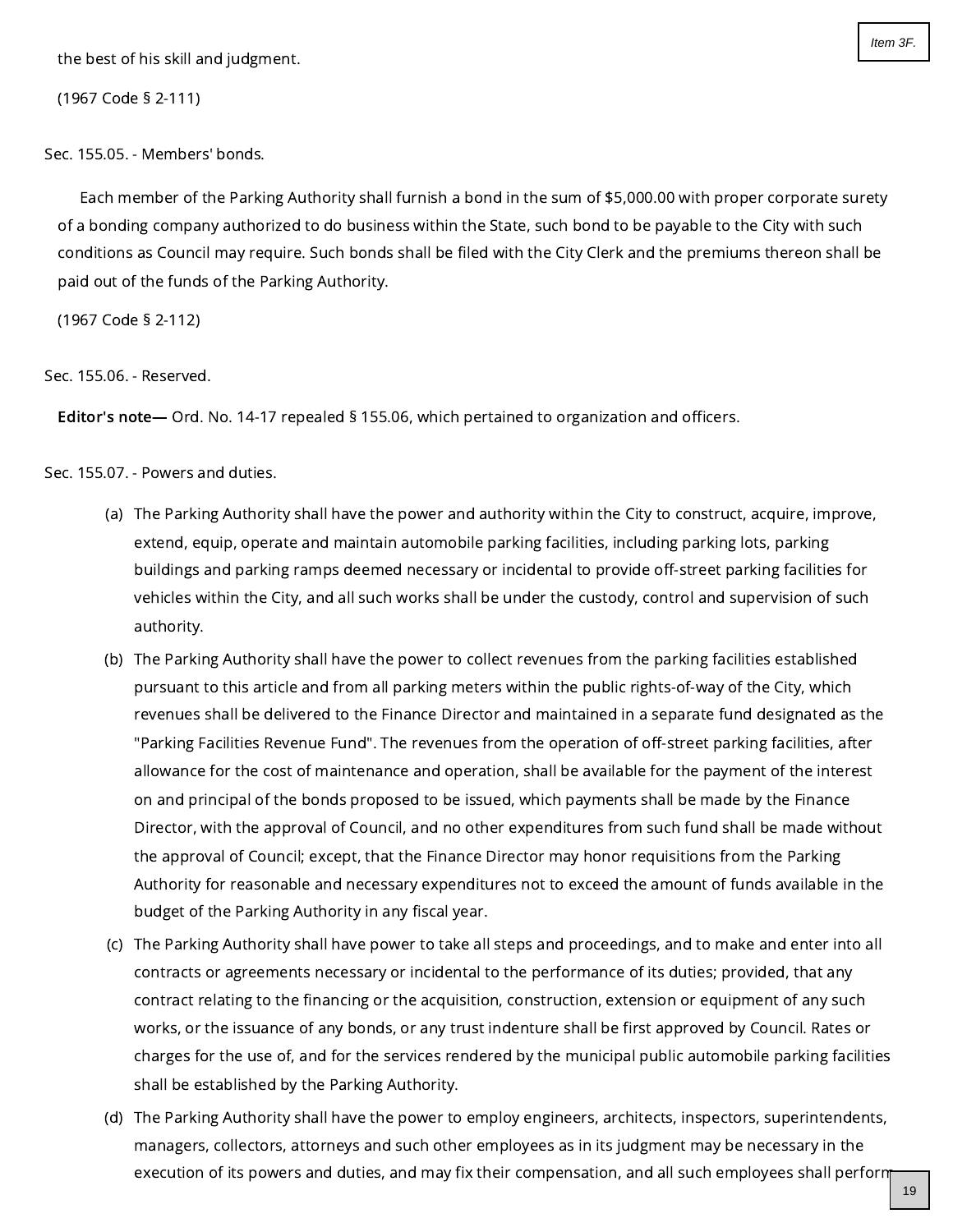the best of his skill and judgment.

(1967 Code § 2-111)

## Sec. 155.05. - Members' bonds.

Each member of the Parking Authority shall furnish a bond in the sum of $5,000.00 with proper corporate surety of a bonding company authorized to do business within the State, such bond to be payable to the City with such conditions as Council may require. Such bonds shall be filed with the City Clerk and the premiums thereon shall be paid out of the funds of the Parking Authority.

(1967 Code § 2-112)

## Sec. 155.06. - Reserved.

**Editor's note—** Ord. No. 14-17 repealed § 155.06, which pertained to organization and officers.

## Sec. 155.07. - Powers and duties.

(a) The Parking Authority shall have the power and authority within the City to construct, acquire, improve, extend, equip, operate and maintain automobile parking facilities, including parking lots, parking buildings and parking ramps deemed necessary or incidental to provide off-street parking facilities for vehicles within the City, and all such works shall be under the custody, control and supervision of such authority.

(b) The Parking Authority shall have the power to collect revenues from the parking facilities established pursuant to this article and from all parking meters within the public rights-of-way of the City, which revenues shall be delivered to the Finance Director and maintained in a separate fund designated as the "Parking Facilities Revenue Fund". The revenues from the operation of off-street parking facilities, after allowance for the cost of maintenance and operation, shall be available for the payment of the interest on and principal of the bonds proposed to be issued, which payments shall be made by the Finance Director, with the approval of Council, and no other expenditures from such fund shall be made without the approval of Council; except, that the Finance Director may honor requisitions from the Parking Authority for reasonable and necessary expenditures not to exceed the amount of funds available in the budget of the Parking Authority in any fiscal year.

(c) The Parking Authority shall have power to take all steps and proceedings, and to make and enter into all contracts or agreements necessary or incidental to the performance of its duties; provided, that any contract relating to the financing or the acquisition, construction, extension or equipment of any such works, or the issuance of any bonds, or any trust indenture shall be first approved by Council. Rates or charges for the use of, and for the services rendered by the municipal public automobile parking facilities shall be established by the Parking Authority.

(d) The Parking Authority shall have the power to employ engineers, architects, inspectors, superintendents, managers, collectors, attorneys and such other employees as in its judgment may be necessary in the execution of its powers and duties, and may fix their compensation, and all such employees shall perform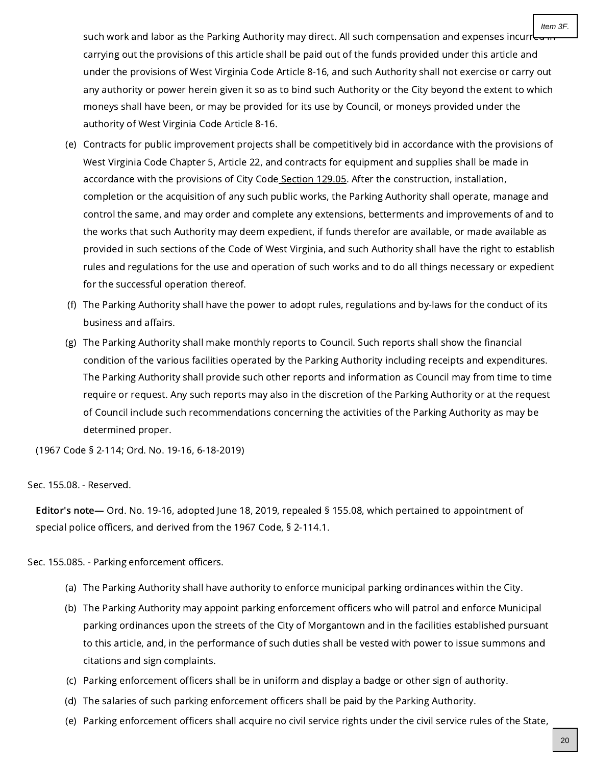such work and labor as the Parking Authority may direct. All such compensation and expenses incurred in carrying out the provisions of this article shall be paid out of the funds provided under this article and under the provisions of West Virginia Code Article 8-16, and such Authority shall not exercise or carry out any authority or power herein given it so as to bind such Authority or the City beyond the extent to which moneys shall have been, or may be provided for its use by Council, or moneys provided under the authority of West Virginia Code Article 8-16.

(e) Contracts for public improvement projects shall be competitively bid in accordance with the provisions of West Virginia Code Chapter 5, Article 22, and contracts for equipment and supplies shall be made in accordance with the provisions of City Code Section 129.05. After the construction, installation, completion or the acquisition of any such public works, the Parking Authority shall operate, manage and control the same, and may order and complete any extensions, betterments and improvements of and to the works that such Authority may deem expedient, if funds therefor are available, or made available as provided in such sections of the Code of West Virginia, and such Authority shall have the right to establish rules and regulations for the use and operation of such works and to do all things necessary or expedient for the successful operation thereof.

(f) The Parking Authority shall have the power to adopt rules, regulations and by-laws for the conduct of its business and affairs.

(g) The Parking Authority shall make monthly reports to Council. Such reports shall show the financial condition of the various facilities operated by the Parking Authority including receipts and expenditures. The Parking Authority shall provide such other reports and information as Council may from time to time require or request. Any such reports may also in the discretion of the Parking Authority or at the request of Council include such recommendations concerning the activities of the Parking Authority as may be determined proper.

(1967 Code § 2-114; Ord. No. 19-16, 6-18-2019)

Sec. 155.08. - Reserved.

**Editor's note—** Ord. No. 19-16, adopted June 18, 2019, repealed § 155.08, which pertained to appointment of special police officers, and derived from the 1967 Code, § 2-114.1.

Sec. 155.085. - Parking enforcement officers.

(a) The Parking Authority shall have authority to enforce municipal parking ordinances within the City.

(b) The Parking Authority may appoint parking enforcement officers who will patrol and enforce Municipal parking ordinances upon the streets of the City of Morgantown and in the facilities established pursuant to this article, and, in the performance of such duties shall be vested with power to issue summons and citations and sign complaints.

(c) Parking enforcement officers shall be in uniform and display a badge or other sign of authority.

(d) The salaries of such parking enforcement officers shall be paid by the Parking Authority.

(e) Parking enforcement officers shall acquire no civil service rights under the civil service rules of the State,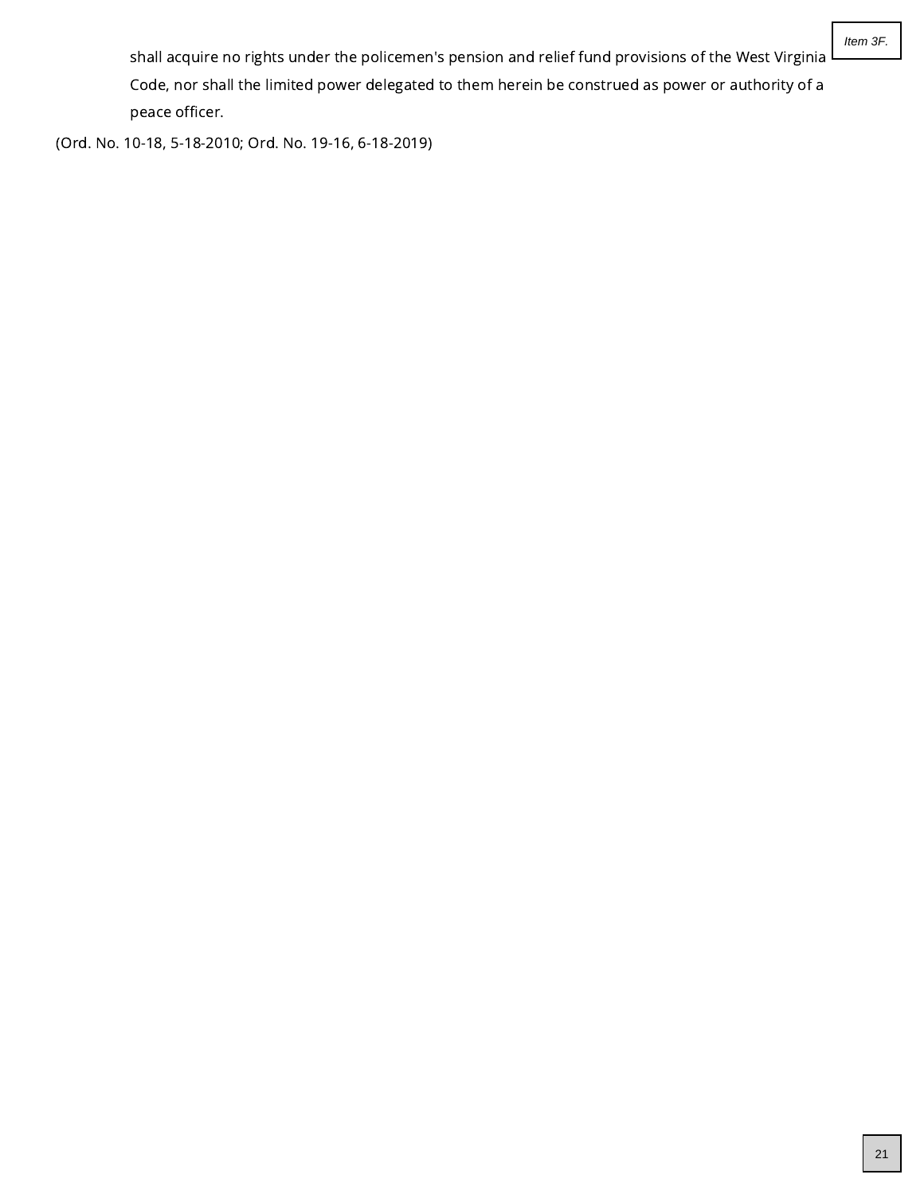shall acquire no rights under the policemen's pension and relief fund provisions of the West Virginia Code, nor shall the limited power delegated to them herein be construed as power or authority of a peace officer.

(Ord. No. 10-18, 5-18-2010; Ord. No. 19-16, 6-18-2019)